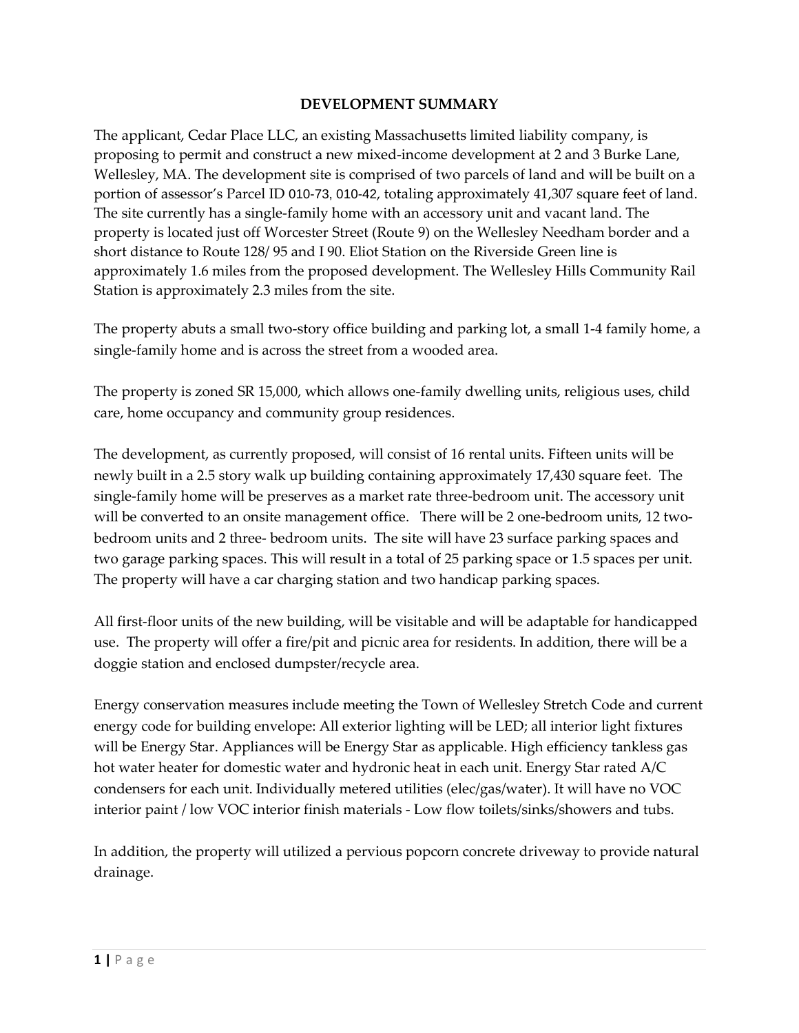## DEVELOPMENT SUMMARY

The applicant, Cedar Place LLC, an existing Massachusetts limited liability company, is proposing to permit and construct a new mixed-income development at 2 and 3 Burke Lane, Wellesley, MA. The development site is comprised of two parcels of land and will be built on a portion of assessor's Parcel ID 010-73, 010-42, totaling approximately 41,307 square feet of land. The site currently has a single-family home with an accessory unit and vacant land. The property is located just off Worcester Street (Route 9) on the Wellesley Needham border and a short distance to Route 128/ 95 and I 90. Eliot Station on the Riverside Green line is approximately 1.6 miles from the proposed development. The Wellesley Hills Community Rail Station is approximately 2.3 miles from the site.

The property abuts a small two-story office building and parking lot, a small 1-4 family home, a single-family home and is across the street from a wooded area.

The property is zoned SR 15,000, which allows one-family dwelling units, religious uses, child care, home occupancy and community group residences.

The development, as currently proposed, will consist of 16 rental units. Fifteen units will be newly built in a 2.5 story walk up building containing approximately 17,430 square feet. The single-family home will be preserves as a market rate three-bedroom unit. The accessory unit will be converted to an onsite management office. There will be 2 one-bedroom units, 12 two-bedroom units and 2 three- bedroom units. The site will have 23 surface parking spaces and two garage parking spaces. This will result in a total of 25 parking space or 1.5 spaces per unit. The property will have a car charging station and two handicap parking spaces.

All first-floor units of the new building, will be visitable and will be adaptable for handicapped use. The property will offer a fire/pit and picnic area for residents. In addition, there will be a doggie station and enclosed dumpster/recycle area.

Energy conservation measures include meeting the Town of Wellesley Stretch Code and current energy code for building envelope: All exterior lighting will be LED; all interior light fixtures will be Energy Star. Appliances will be Energy Star as applicable. High efficiency tankless gas hot water heater for domestic water and hydronic heat in each unit. Energy Star rated A/C condensers for each unit. Individually metered utilities (elec/gas/water). It will have no VOC interior paint / low VOC interior finish materials - Low flow toilets/sinks/showers and tubs.

In addition, the property will utilized a pervious popcorn concrete driveway to provide natural drainage.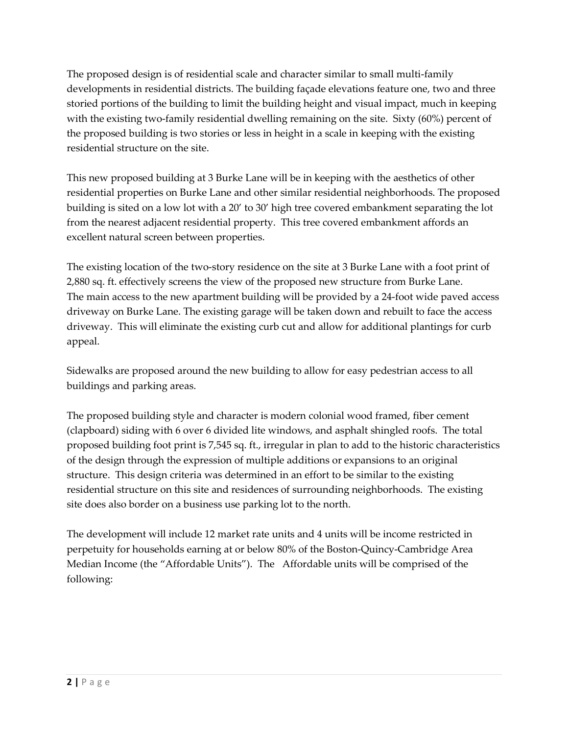The proposed design is of residential scale and character similar to small multi-family developments in residential districts. The building façade elevations feature one, two and three storied portions of the building to limit the building height and visual impact, much in keeping with the existing two-family residential dwelling remaining on the site. Sixty (60%) percent of the proposed building is two stories or less in height in a scale in keeping with the existing residential structure on the site.

This new proposed building at 3 Burke Lane will be in keeping with the aesthetics of other residential properties on Burke Lane and other similar residential neighborhoods. The proposed building is sited on a low lot with a 20' to 30' high tree covered embankment separating the lot from the nearest adjacent residential property. This tree covered embankment affords an excellent natural screen between properties.

The existing location of the two-story residence on the site at 3 Burke Lane with a foot print of 2,880 sq. ft. effectively screens the view of the proposed new structure from Burke Lane. The main access to the new apartment building will be provided by a 24-foot wide paved access driveway on Burke Lane. The existing garage will be taken down and rebuilt to face the access driveway. This will eliminate the existing curb cut and allow for additional plantings for curb appeal.

Sidewalks are proposed around the new building to allow for easy pedestrian access to all buildings and parking areas.

The proposed building style and character is modern colonial wood framed, fiber cement (clapboard) siding with 6 over 6 divided lite windows, and asphalt shingled roofs. The total proposed building foot print is 7,545 sq. ft., irregular in plan to add to the historic characteristics of the design through the expression of multiple additions or expansions to an original structure. This design criteria was determined in an effort to be similar to the existing residential structure on this site and residences of surrounding neighborhoods. The existing site does also border on a business use parking lot to the north.

The development will include 12 market rate units and 4 units will be income restricted in perpetuity for households earning at or below 80% of the Boston-Quincy-Cambridge Area Median Income (the "Affordable Units"). The Affordable units will be comprised of the following: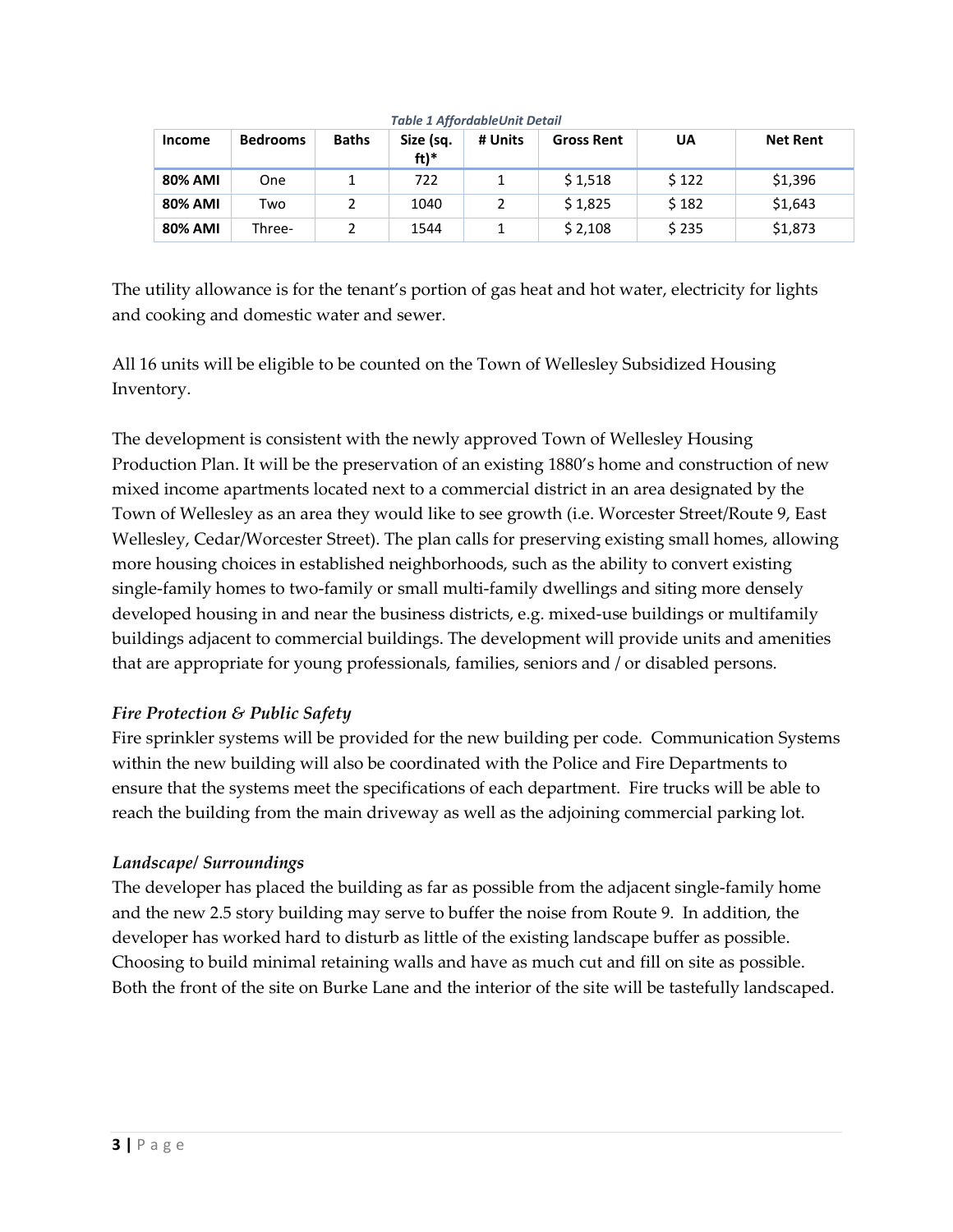*Table 1 AffordableUnit Detail*

| Income | Bedrooms | Baths | Size (sq. ft)* | # Units | Gross Rent | UA | Net Rent |
|---|---|---|---|---|---|---|---|
| **80% AMI** | One | 1 | 722 | 1 | $ 1,518 | $ 122 | $1,396 |
| **80% AMI** | Two | 2 | 1040 | 2 | $ 1,825 | $ 182 | $1,643 |
| **80% AMI** | Three- | 2 | 1544 | 1 | $ 2,108 | $ 235 | $1,873 |

The utility allowance is for the tenant's portion of gas heat and hot water, electricity for lights and cooking and domestic water and sewer.

All 16 units will be eligible to be counted on the Town of Wellesley Subsidized Housing Inventory.

The development is consistent with the newly approved Town of Wellesley Housing Production Plan. It will be the preservation of an existing 1880's home and construction of new mixed income apartments located next to a commercial district in an area designated by the Town of Wellesley as an area they would like to see growth (i.e. Worcester Street/Route 9, East Wellesley, Cedar/Worcester Street). The plan calls for preserving existing small homes, allowing more housing choices in established neighborhoods, such as the ability to convert existing single-family homes to two-family or small multi-family dwellings and siting more densely developed housing in and near the business districts, e.g. mixed-use buildings or multifamily buildings adjacent to commercial buildings. The development will provide units and amenities that are appropriate for young professionals, families, seniors and / or disabled persons.

### *Fire Protection & Public Safety*

Fire sprinkler systems will be provided for the new building per code. Communication Systems within the new building will also be coordinated with the Police and Fire Departments to ensure that the systems meet the specifications of each department. Fire trucks will be able to reach the building from the main driveway as well as the adjoining commercial parking lot.

### *Landscape/ Surroundings*

The developer has placed the building as far as possible from the adjacent single-family home and the new 2.5 story building may serve to buffer the noise from Route 9. In addition, the developer has worked hard to disturb as little of the existing landscape buffer as possible. Choosing to build minimal retaining walls and have as much cut and fill on site as possible. Both the front of the site on Burke Lane and the interior of the site will be tastefully landscaped.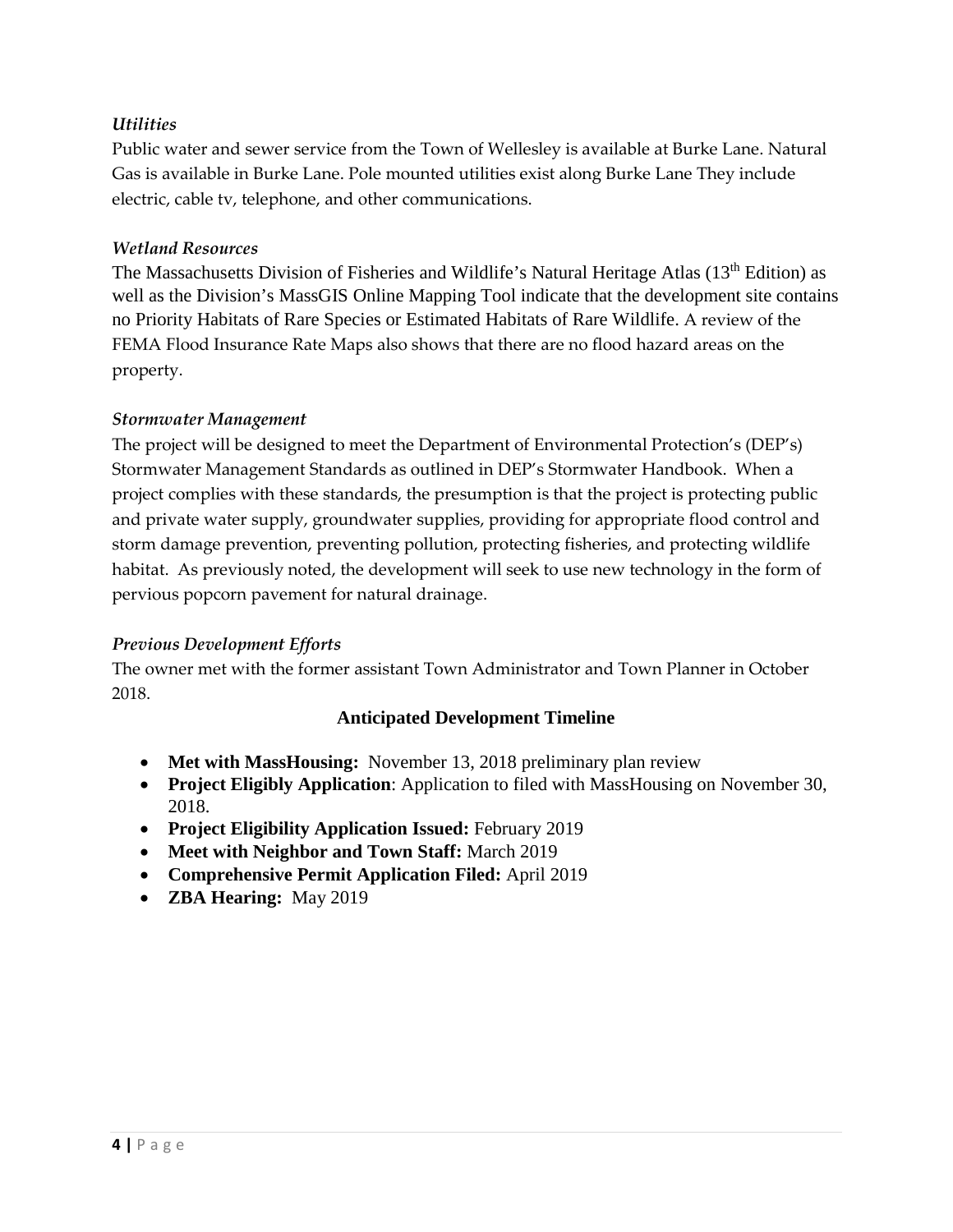*Utilities*

Public water and sewer service from the Town of Wellesley is available at Burke Lane. Natural Gas is available in Burke Lane. Pole mounted utilities exist along Burke Lane They include electric, cable tv, telephone, and other communications.

*Wetland Resources*

The Massachusetts Division of Fisheries and Wildlife's Natural Heritage Atlas ($13^{th}$ Edition) as well as the Division's MassGIS Online Mapping Tool indicate that the development site contains no Priority Habitats of Rare Species or Estimated Habitats of Rare Wildlife. A review of the FEMA Flood Insurance Rate Maps also shows that there are no flood hazard areas on the property.

*Stormwater Management*

The project will be designed to meet the Department of Environmental Protection's (DEP's) Stormwater Management Standards as outlined in DEP's Stormwater Handbook. When a project complies with these standards, the presumption is that the project is protecting public and private water supply, groundwater supplies, providing for appropriate flood control and storm damage prevention, preventing pollution, protecting fisheries, and protecting wildlife habitat. As previously noted, the development will seek to use new technology in the form of pervious popcorn pavement for natural drainage.

*Previous Development Efforts*

The owner met with the former assistant Town Administrator and Town Planner in October 2018.

**Anticipated Development Timeline**

- **Met with MassHousing:** November 13, 2018 preliminary plan review
- **Project Eligibly Application**: Application to filed with MassHousing on November 30, 2018.
- **Project Eligibility Application Issued:** February 2019
- **Meet with Neighbor and Town Staff:** March 2019
- **Comprehensive Permit Application Filed:** April 2019
- **ZBA Hearing:** May 2019